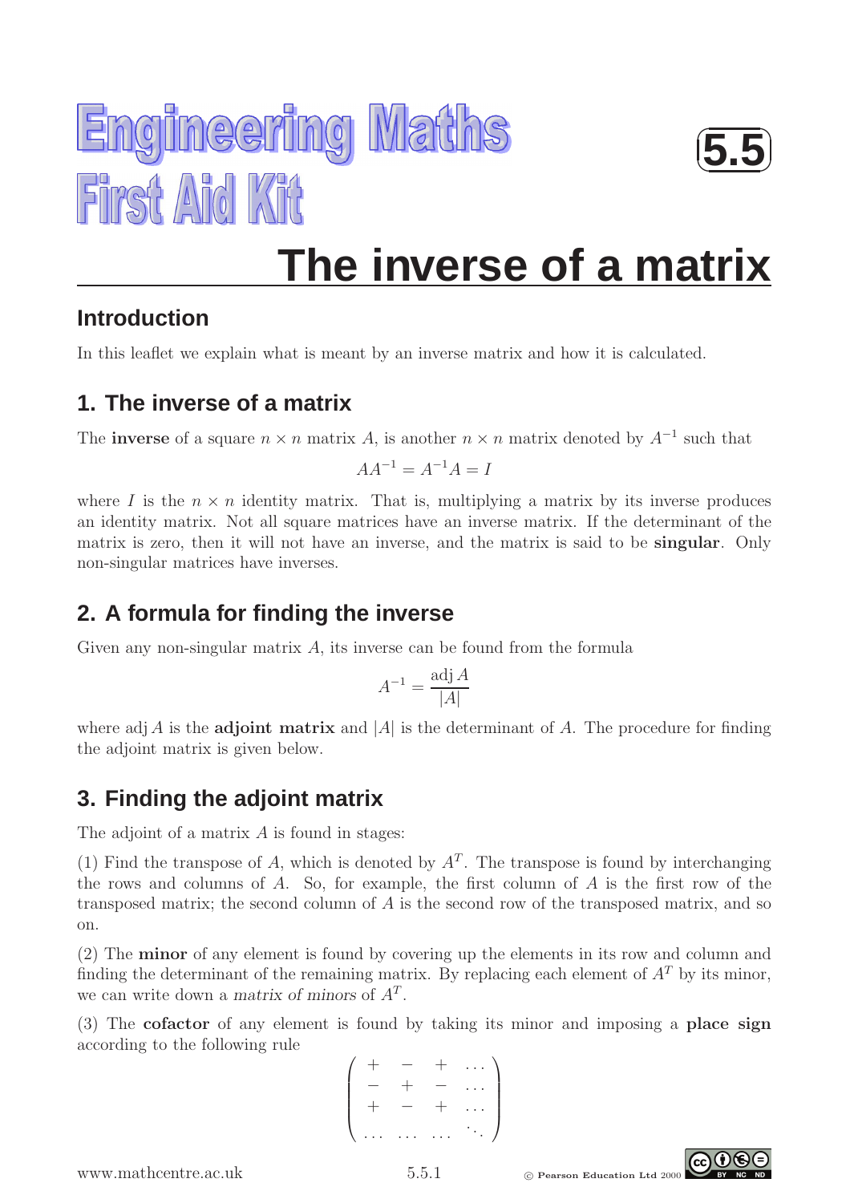# Engineering Maths First Aid Kit

**5.5**

# The inverse of a matrix

## Introduction

In this leaflet we explain what is meant by an inverse matrix and how it is calculated.

## 1. The inverse of a matrix

The **inverse** of a square $n \times n$ matrix $A$, is another $n \times n$ matrix denoted by $A^{-1}$ such that

$$AA^{-1} = A^{-1}A = I$$

where $I$ is the $n \times n$ identity matrix. That is, multiplying a matrix by its inverse produces an identity matrix. Not all square matrices have an inverse matrix. If the determinant of the matrix is zero, then it will not have an inverse, and the matrix is said to be **singular**. Only non-singular matrices have inverses.

## 2. A formula for finding the inverse

Given any non-singular matrix $A$, its inverse can be found from the formula

$$A^{-1} = \frac{\text{adj}\, A}{|A|}$$

where $\text{adj}\, A$ is the **adjoint matrix** and $|A|$ is the determinant of $A$. The procedure for finding the adjoint matrix is given below.

## 3. Finding the adjoint matrix

The adjoint of a matrix $A$ is found in stages:

(1) Find the transpose of $A$, which is denoted by $A^T$. The transpose is found by interchanging the rows and columns of $A$. So, for example, the first column of $A$ is the first row of the transposed matrix; the second column of $A$ is the second row of the transposed matrix, and so on.

(2) The **minor** of any element is found by covering up the elements in its row and column and finding the determinant of the remaining matrix. By replacing each element of $A^T$ by its minor, we can write down a *matrix of minors* of $A^T$.

(3) The **cofactor** of any element is found by taking its minor and imposing a **place sign** according to the following rule

$$\begin{pmatrix} + & - & + & \dots \\ - & + & - & \dots \\ + & - & + & \dots \\ \dots & \dots & \dots & \ddots \end{pmatrix}$$

www.mathcentre.ac.uk

© Pearson Education Ltd 2000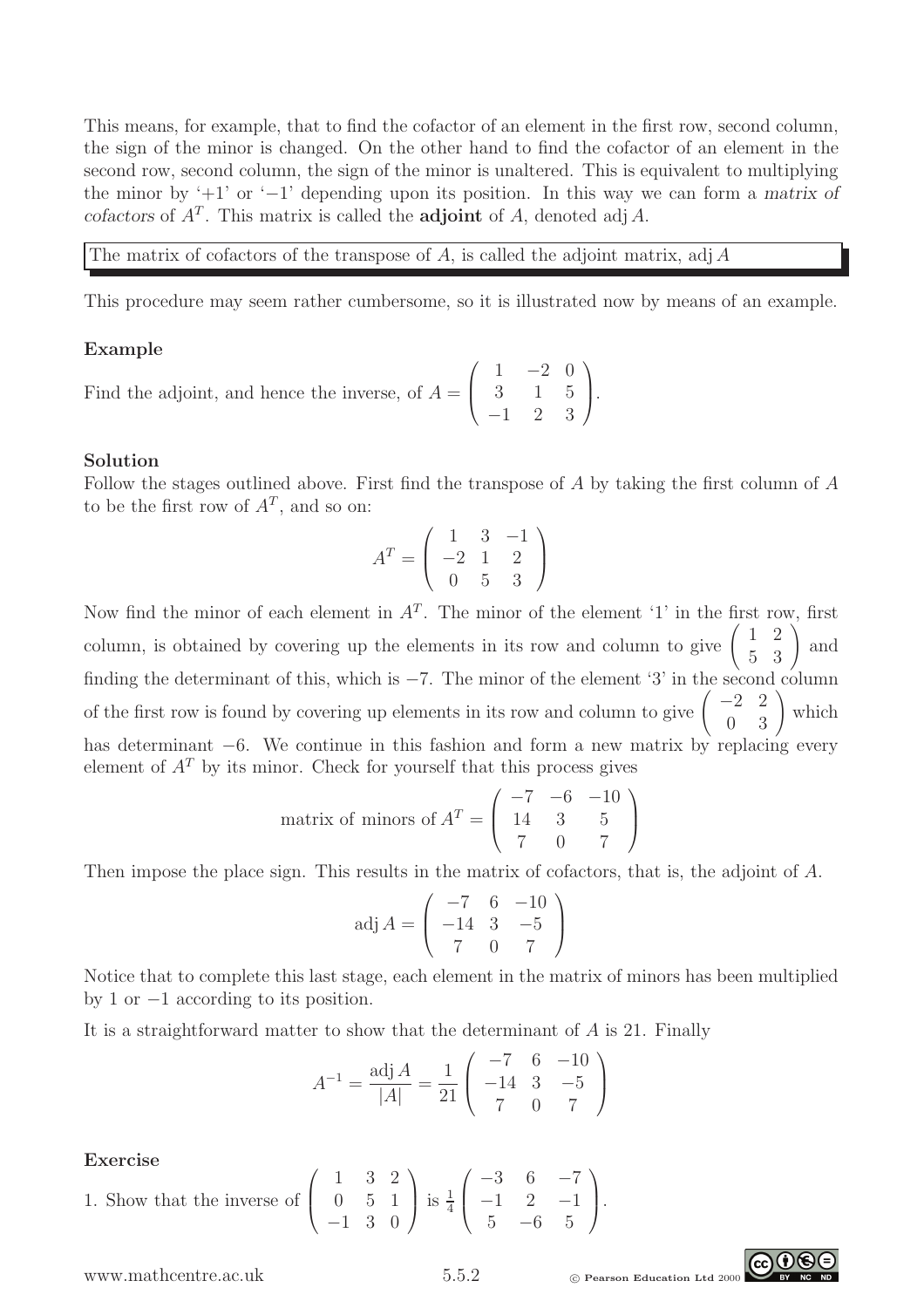This means, for example, that to find the cofactor of an element in the first row, second column, the sign of the minor is changed. On the other hand to find the cofactor of an element in the second row, second column, the sign of the minor is unaltered. This is equivalent to multiplying the minor by '+1' or '−1' depending upon its position. In this way we can form a *matrix of cofactors* of $A^T$. This matrix is called the **adjoint** of $A$, denoted $\text{adj}\, A$.

> The matrix of cofactors of the transpose of $A$, is called the adjoint matrix, $\text{adj}\, A$

This procedure may seem rather cumbersome, so it is illustrated now by means of an example.

**Example**

Find the adjoint, and hence the inverse, of $A = \begin{pmatrix} 1 & -2 & 0 \\ 3 & 1 & 5 \\ -1 & 2 & 3 \end{pmatrix}$.

**Solution**

Follow the stages outlined above. First find the transpose of $A$ by taking the first column of $A$ to be the first row of $A^T$, and so on:

$$A^T = \begin{pmatrix} 1 & 3 & -1 \\ -2 & 1 & 2 \\ 0 & 5 & 3 \end{pmatrix}$$

Now find the minor of each element in $A^T$. The minor of the element '1' in the first row, first column, is obtained by covering up the elements in its row and column to give $\begin{pmatrix} 1 & 2 \\ 5 & 3 \end{pmatrix}$ and finding the determinant of this, which is $-7$. The minor of the element '3' in the second column of the first row is found by covering up elements in its row and column to give $\begin{pmatrix} -2 & 2 \\ 0 & 3 \end{pmatrix}$ which has determinant $-6$. We continue in this fashion and form a new matrix by replacing every element of $A^T$ by its minor. Check for yourself that this process gives

$$\text{matrix of minors of } A^T = \begin{pmatrix} -7 & -6 & -10 \\ 14 & 3 & 5 \\ 7 & 0 & 7 \end{pmatrix}$$

Then impose the place sign. This results in the matrix of cofactors, that is, the adjoint of $A$.

$$\text{adj}\, A = \begin{pmatrix} -7 & 6 & -10 \\ -14 & 3 & -5 \\ 7 & 0 & 7 \end{pmatrix}$$

Notice that to complete this last stage, each element in the matrix of minors has been multiplied by 1 or $-1$ according to its position.

It is a straightforward matter to show that the determinant of $A$ is 21. Finally

$$A^{-1} = \frac{\text{adj}\, A}{|A|} = \frac{1}{21} \begin{pmatrix} -7 & 6 & -10 \\ -14 & 3 & -5 \\ 7 & 0 & 7 \end{pmatrix}$$

**Exercise**

1. Show that the inverse of $\begin{pmatrix} 1 & 3 & 2 \\ 0 & 5 & 1 \\ -1 & 3 & 0 \end{pmatrix}$ is $\frac{1}{4} \begin{pmatrix} -3 & 6 & -7 \\ -1 & 2 & -1 \\ 5 & -6 & 5 \end{pmatrix}$.